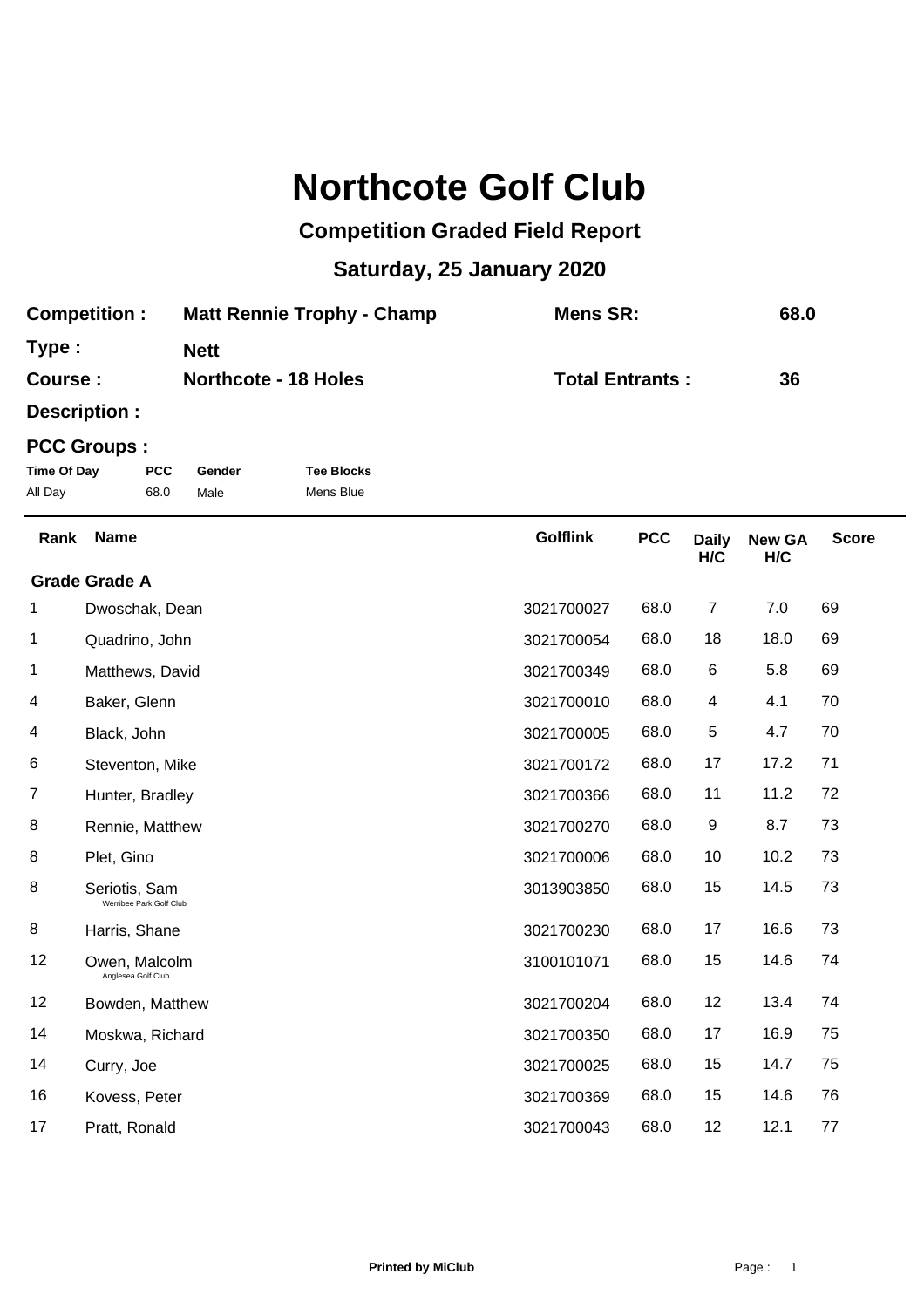# Northcote Golf Club

## Competition Graded Field Report

## Saturday, 25 January 2020

| | | | |
|---|---|---|---|
| **Competition :** | **Matt Rennie Trophy - Champ** | **Mens SR:** | **68.0** |
| **Type :** | **Nett** | | |
| **Course :** | **Northcote - 18 Holes** | **Total Entrants :** | **36** |
| **Description :** | | | |

**PCC Groups :**

| Time Of Day | PCC | Gender | Tee Blocks |
|---|---|---|---|
| All Day | 68.0 | Male | Mens Blue |

| Rank | Name | Golflink | PCC | Daily H/C | New GA H/C | Score |
|---|---|---|---|---|---|---|
| **Grade Grade A** | | | | | | |
| 1 | Dwoschak, Dean | 3021700027 | 68.0 | 7 | 7.0 | 69 |
| 1 | Quadrino, John | 3021700054 | 68.0 | 18 | 18.0 | 69 |
| 1 | Matthews, David | 3021700349 | 68.0 | 6 | 5.8 | 69 |
| 4 | Baker, Glenn | 3021700010 | 68.0 | 4 | 4.1 | 70 |
| 4 | Black, John | 3021700005 | 68.0 | 5 | 4.7 | 70 |
| 6 | Steventon, Mike | 3021700172 | 68.0 | 17 | 17.2 | 71 |
| 7 | Hunter, Bradley | 3021700366 | 68.0 | 11 | 11.2 | 72 |
| 8 | Rennie, Matthew | 3021700270 | 68.0 | 9 | 8.7 | 73 |
| 8 | Plet, Gino | 3021700006 | 68.0 | 10 | 10.2 | 73 |
| 8 | Seriotis, Sam (Werribee Park Golf Club) | 3013903850 | 68.0 | 15 | 14.5 | 73 |
| 8 | Harris, Shane | 3021700230 | 68.0 | 17 | 16.6 | 73 |
| 12 | Owen, Malcolm (Anglesea Golf Club) | 3100101071 | 68.0 | 15 | 14.6 | 74 |
| 12 | Bowden, Matthew | 3021700204 | 68.0 | 12 | 13.4 | 74 |
| 14 | Moskwa, Richard | 3021700350 | 68.0 | 17 | 16.9 | 75 |
| 14 | Curry, Joe | 3021700025 | 68.0 | 15 | 14.7 | 75 |
| 16 | Kovess, Peter | 3021700369 | 68.0 | 15 | 14.6 | 76 |
| 17 | Pratt, Ronald | 3021700043 | 68.0 | 12 | 12.1 | 77 |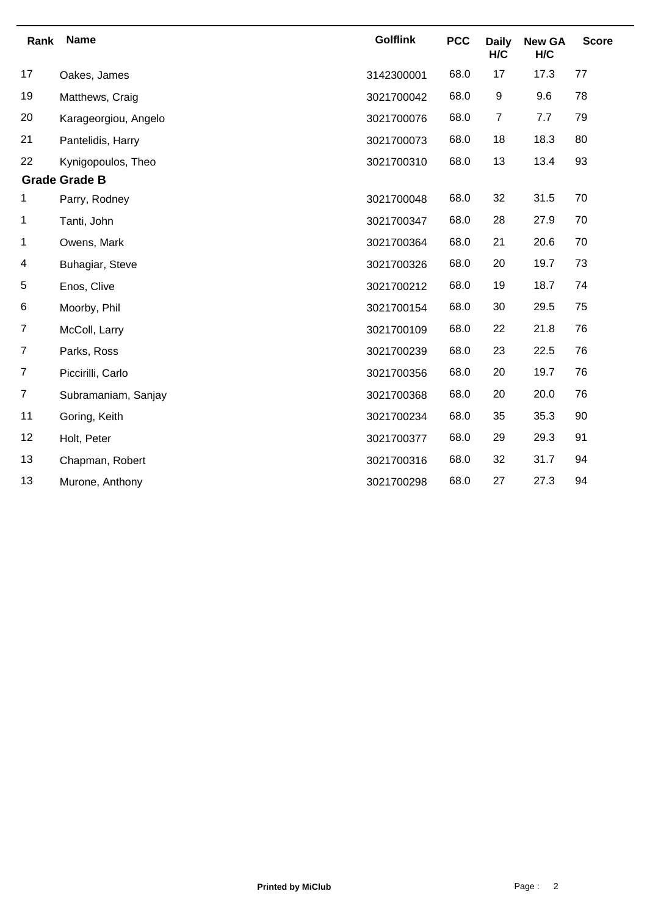| Rank | Name | Golflink | PCC | Daily H/C | New GA H/C | Score |
|---|---|---|---|---|---|---|
| 17 | Oakes, James | 3142300001 | 68.0 | 17 | 17.3 | 77 |
| 19 | Matthews, Craig | 3021700042 | 68.0 | 9 | 9.6 | 78 |
| 20 | Karageorgiou, Angelo | 3021700076 | 68.0 | 7 | 7.7 | 79 |
| 21 | Pantelidis, Harry | 3021700073 | 68.0 | 18 | 18.3 | 80 |
| 22 | Kynigopoulos, Theo | 3021700310 | 68.0 | 13 | 13.4 | 93 |
| **Grade Grade B** | | | | | | |
| 1 | Parry, Rodney | 3021700048 | 68.0 | 32 | 31.5 | 70 |
| 1 | Tanti, John | 3021700347 | 68.0 | 28 | 27.9 | 70 |
| 1 | Owens, Mark | 3021700364 | 68.0 | 21 | 20.6 | 70 |
| 4 | Buhagiar, Steve | 3021700326 | 68.0 | 20 | 19.7 | 73 |
| 5 | Enos, Clive | 3021700212 | 68.0 | 19 | 18.7 | 74 |
| 6 | Moorby, Phil | 3021700154 | 68.0 | 30 | 29.5 | 75 |
| 7 | McColl, Larry | 3021700109 | 68.0 | 22 | 21.8 | 76 |
| 7 | Parks, Ross | 3021700239 | 68.0 | 23 | 22.5 | 76 |
| 7 | Piccirilli, Carlo | 3021700356 | 68.0 | 20 | 19.7 | 76 |
| 7 | Subramaniam, Sanjay | 3021700368 | 68.0 | 20 | 20.0 | 76 |
| 11 | Goring, Keith | 3021700234 | 68.0 | 35 | 35.3 | 90 |
| 12 | Holt, Peter | 3021700377 | 68.0 | 29 | 29.3 | 91 |
| 13 | Chapman, Robert | 3021700316 | 68.0 | 32 | 31.7 | 94 |
| 13 | Murone, Anthony | 3021700298 | 68.0 | 27 | 27.3 | 94 |

**Printed by MiClub**